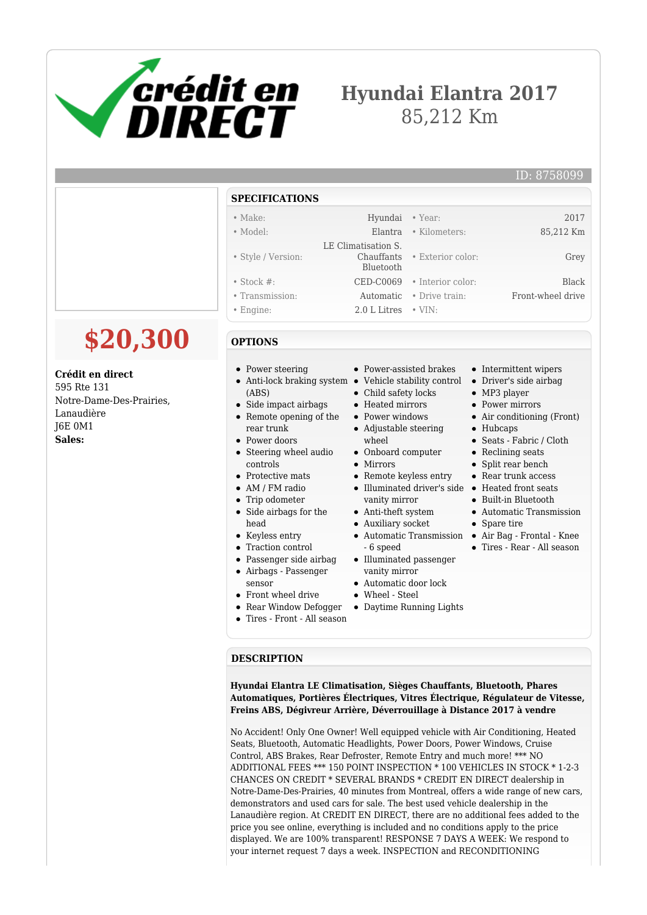# Hyundai Elantra 2017

85,212 Km

ID: 8758099

**$20,300**

**Crédit en direct**
595 Rte 131
Notre-Dame-Des-Prairies, Lanaudière
J6E 0M1
**Sales:**

## SPECIFICATIONS

| | | | |
|---|---|---|---|
| • Make: | Hyundai | • Year: | 2017 |
| • Model: | Elantra | • Kilometers: | 85,212 Km |
| • Style / Version: | LE Climatisation S. Chauffants Bluetooth | • Exterior color: | Grey |
| • Stock #: | CED-C0069 | • Interior color: | Black |
| • Transmission: | Automatic | • Drive train: | Front-wheel drive |
| • Engine: | 2.0 L Litres | • VIN: | |

## OPTIONS

- Power steering
- Anti-lock braking system (ABS)
- Side impact airbags
- Remote opening of the rear trunk
- Power doors
- Steering wheel audio controls
- Protective mats
- AM / FM radio
- Trip odometer
- Side airbags for the head
- Keyless entry
- Traction control
- Passenger side airbag
- Airbags - Passenger sensor
- Front wheel drive
- Rear Window Defogger
- Tires - Front - All season
- Power-assisted brakes
- Vehicle stability control
- Child safety locks
- Heated mirrors
- Power windows
- Adjustable steering wheel
- Onboard computer
- Mirrors
- Remote keyless entry
- Illuminated driver's side vanity mirror
- Anti-theft system
- Auxiliary socket
- Automatic Transmission - 6 speed
- Illuminated passenger vanity mirror
- Automatic door lock
- Wheel - Steel
- Daytime Running Lights
- Intermittent wipers
- Driver's side airbag
- MP3 player
- Power mirrors
- Air conditioning (Front)
- Hubcaps
- Seats - Fabric / Cloth
- Reclining seats
- Split rear bench
- Rear trunk access
- Heated front seats
- Built-in Bluetooth
- Automatic Transmission
- Spare tire
- Air Bag - Frontal - Knee
- Tires - Rear - All season

## DESCRIPTION

**Hyundai Elantra LE Climatisation, Sièges Chauffants, Bluetooth, Phares Automatiques, Portières Électriques, Vitres Électrique, Régulateur de Vitesse, Freins ABS, Dégivreur Arrière, Déverrouillage à Distance 2017 à vendre**

No Accident! Only One Owner! Well equipped vehicle with Air Conditioning, Heated Seats, Bluetooth, Automatic Headlights, Power Doors, Power Windows, Cruise Control, ABS Brakes, Rear Defroster, Remote Entry and much more! *** NO ADDITIONAL FEES *** 150 POINT INSPECTION * 100 VEHICLES IN STOCK * 1-2-3 CHANCES ON CREDIT * SEVERAL BRANDS * CREDIT EN DIRECT dealership in Notre-Dame-Des-Prairies, 40 minutes from Montreal, offers a wide range of new cars, demonstrators and used cars for sale. The best used vehicle dealership in the Lanaudière region. At CREDIT EN DIRECT, there are no additional fees added to the price you see online, everything is included and no conditions apply to the price displayed. We are 100% transparent! RESPONSE 7 DAYS A WEEK: We respond to your internet request 7 days a week. INSPECTION and RECONDITIONING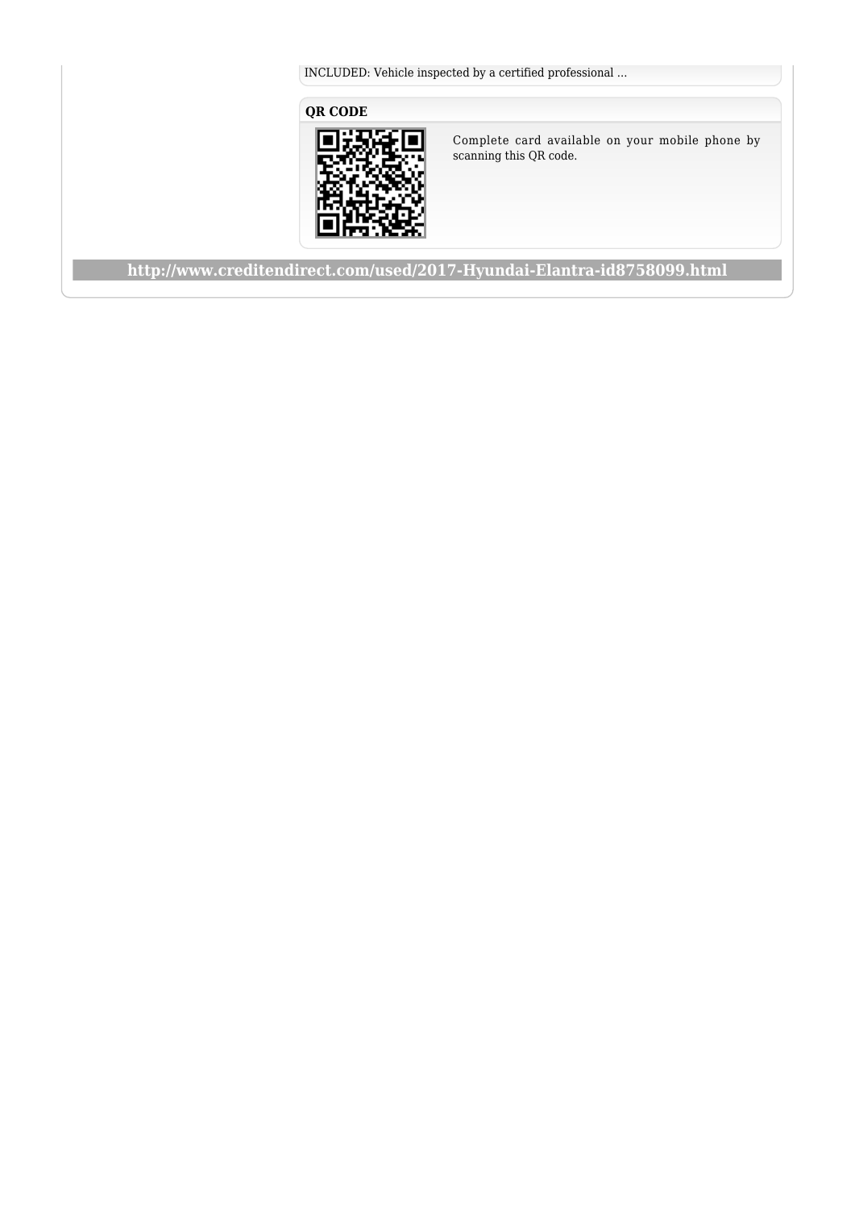INCLUDED: Vehicle inspected by a certified professional ...

**QR CODE**

Complete card available on your mobile phone by scanning this QR code.

**http://www.creditendirect.com/used/2017-Hyundai-Elantra-id8758099.html**